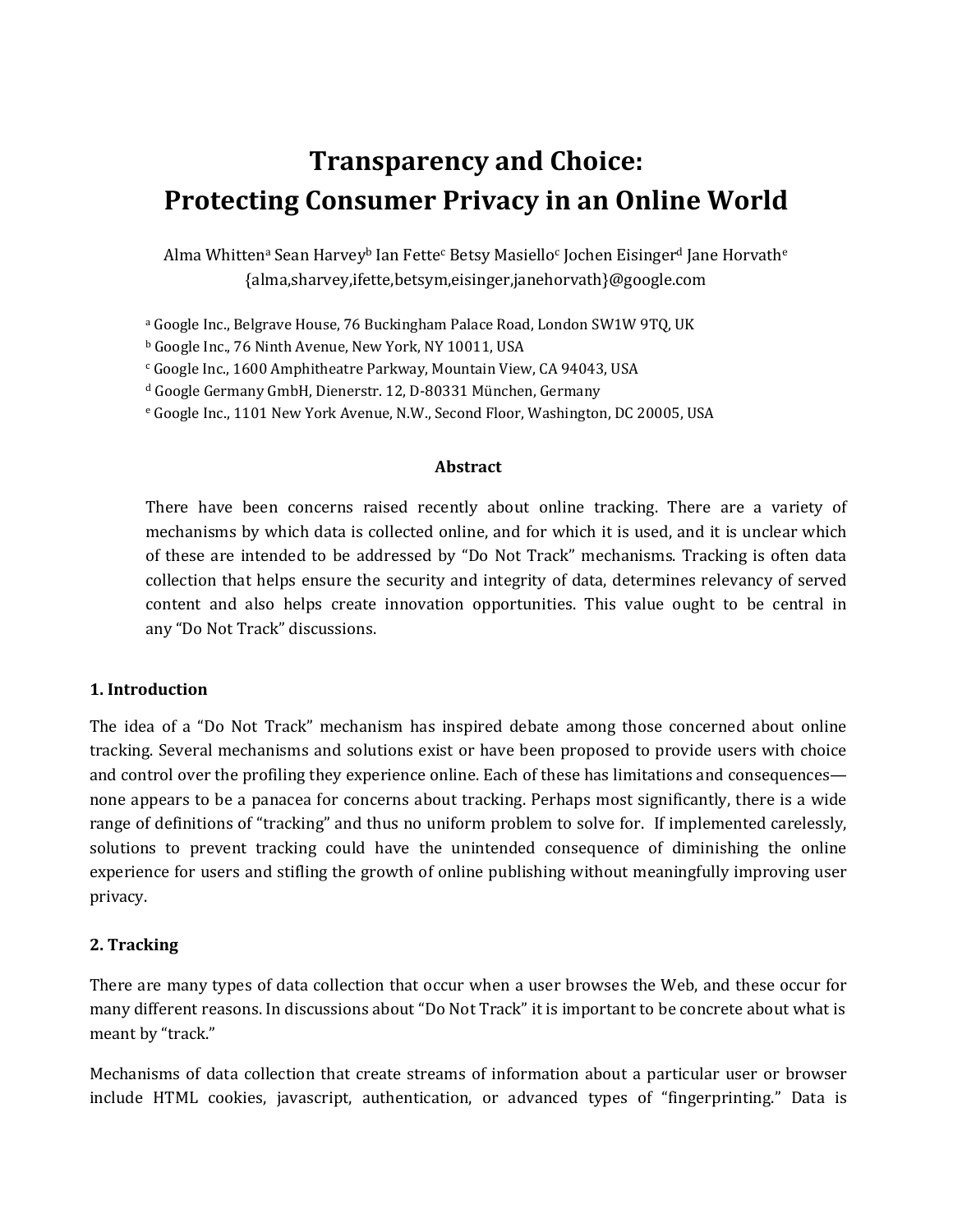# Transparency and Choice: Protecting Consumer Privacy in an Online World

Alma Whitten[a] Sean Harvey[b] Ian Fette[c] Betsy Masiello[c] Jochen Eisinger[d] Jane Horvath[e]
{alma,sharvey,ifette,betsym,eisinger,janehorvath}@google.com

[a] Google Inc., Belgrave House, 76 Buckingham Palace Road, London SW1W 9TQ, UK
[b] Google Inc., 76 Ninth Avenue, New York, NY 10011, USA
[c] Google Inc., 1600 Amphitheatre Parkway, Mountain View, CA 94043, USA
[d] Google Germany GmbH, Dienerstr. 12, D-80331 München, Germany
[e] Google Inc., 1101 New York Avenue, N.W., Second Floor, Washington, DC 20005, USA

### Abstract

There have been concerns raised recently about online tracking. There are a variety of mechanisms by which data is collected online, and for which it is used, and it is unclear which of these are intended to be addressed by "Do Not Track" mechanisms. Tracking is often data collection that helps ensure the security and integrity of data, determines relevancy of served content and also helps create innovation opportunities. This value ought to be central in any "Do Not Track" discussions.

## 1. Introduction

The idea of a "Do Not Track" mechanism has inspired debate among those concerned about online tracking. Several mechanisms and solutions exist or have been proposed to provide users with choice and control over the profiling they experience online. Each of these has limitations and consequences—none appears to be a panacea for concerns about tracking. Perhaps most significantly, there is a wide range of definitions of "tracking" and thus no uniform problem to solve for. If implemented carelessly, solutions to prevent tracking could have the unintended consequence of diminishing the online experience for users and stifling the growth of online publishing without meaningfully improving user privacy.

## 2. Tracking

There are many types of data collection that occur when a user browses the Web, and these occur for many different reasons. In discussions about "Do Not Track" it is important to be concrete about what is meant by "track."

Mechanisms of data collection that create streams of information about a particular user or browser include HTML cookies, javascript, authentication, or advanced types of "fingerprinting." Data is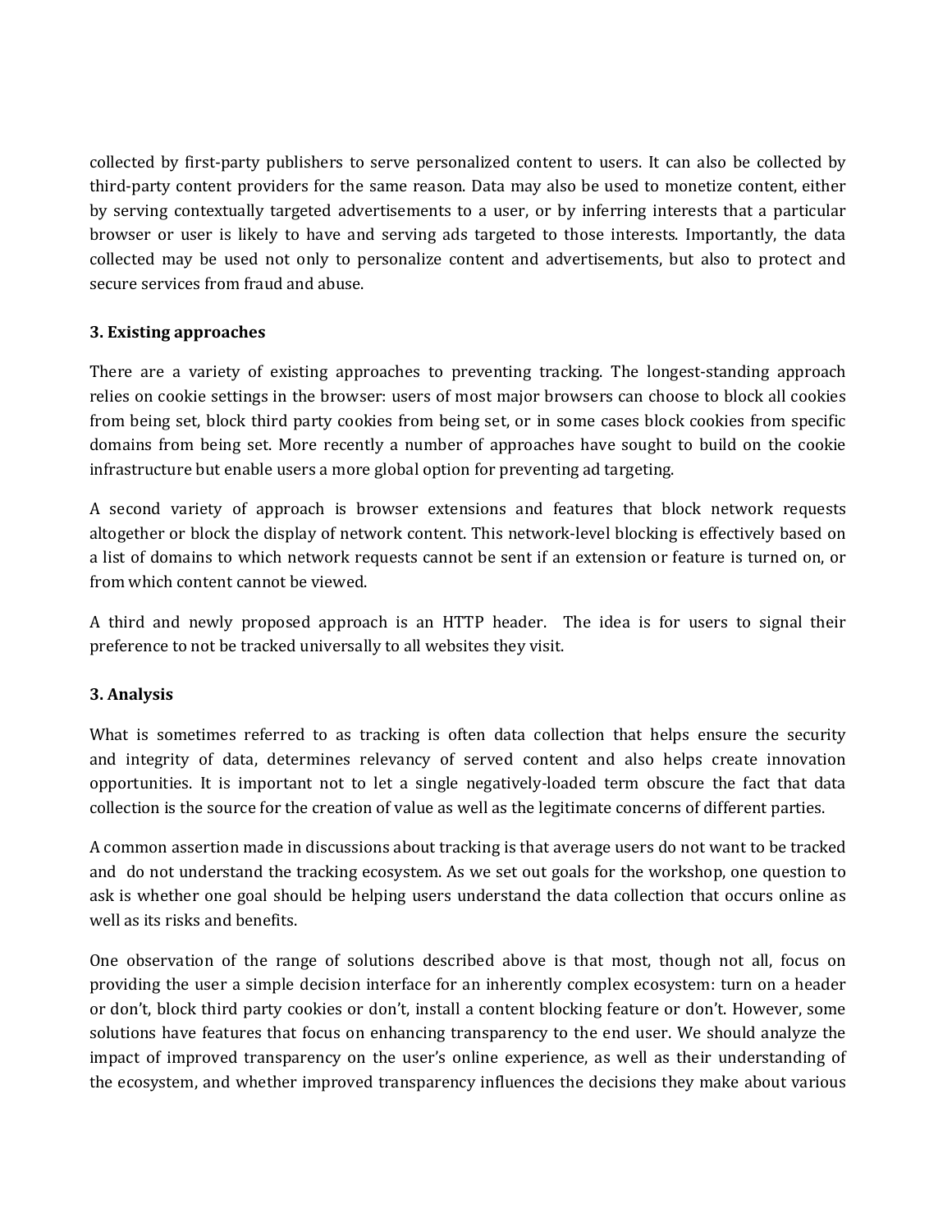collected by first-party publishers to serve personalized content to users. It can also be collected by third-party content providers for the same reason. Data may also be used to monetize content, either by serving contextually targeted advertisements to a user, or by inferring interests that a particular browser or user is likely to have and serving ads targeted to those interests. Importantly, the data collected may be used not only to personalize content and advertisements, but also to protect and secure services from fraud and abuse.

## 3. Existing approaches

There are a variety of existing approaches to preventing tracking. The longest-standing approach relies on cookie settings in the browser: users of most major browsers can choose to block all cookies from being set, block third party cookies from being set, or in some cases block cookies from specific domains from being set. More recently a number of approaches have sought to build on the cookie infrastructure but enable users a more global option for preventing ad targeting.

A second variety of approach is browser extensions and features that block network requests altogether or block the display of network content. This network-level blocking is effectively based on a list of domains to which network requests cannot be sent if an extension or feature is turned on, or from which content cannot be viewed.

A third and newly proposed approach is an HTTP header. The idea is for users to signal their preference to not be tracked universally to all websites they visit.

## 3. Analysis

What is sometimes referred to as tracking is often data collection that helps ensure the security and integrity of data, determines relevancy of served content and also helps create innovation opportunities. It is important not to let a single negatively-loaded term obscure the fact that data collection is the source for the creation of value as well as the legitimate concerns of different parties.

A common assertion made in discussions about tracking is that average users do not want to be tracked and do not understand the tracking ecosystem. As we set out goals for the workshop, one question to ask is whether one goal should be helping users understand the data collection that occurs online as well as its risks and benefits.

One observation of the range of solutions described above is that most, though not all, focus on providing the user a simple decision interface for an inherently complex ecosystem: turn on a header or don't, block third party cookies or don't, install a content blocking feature or don't. However, some solutions have features that focus on enhancing transparency to the end user. We should analyze the impact of improved transparency on the user's online experience, as well as their understanding of the ecosystem, and whether improved transparency influences the decisions they make about various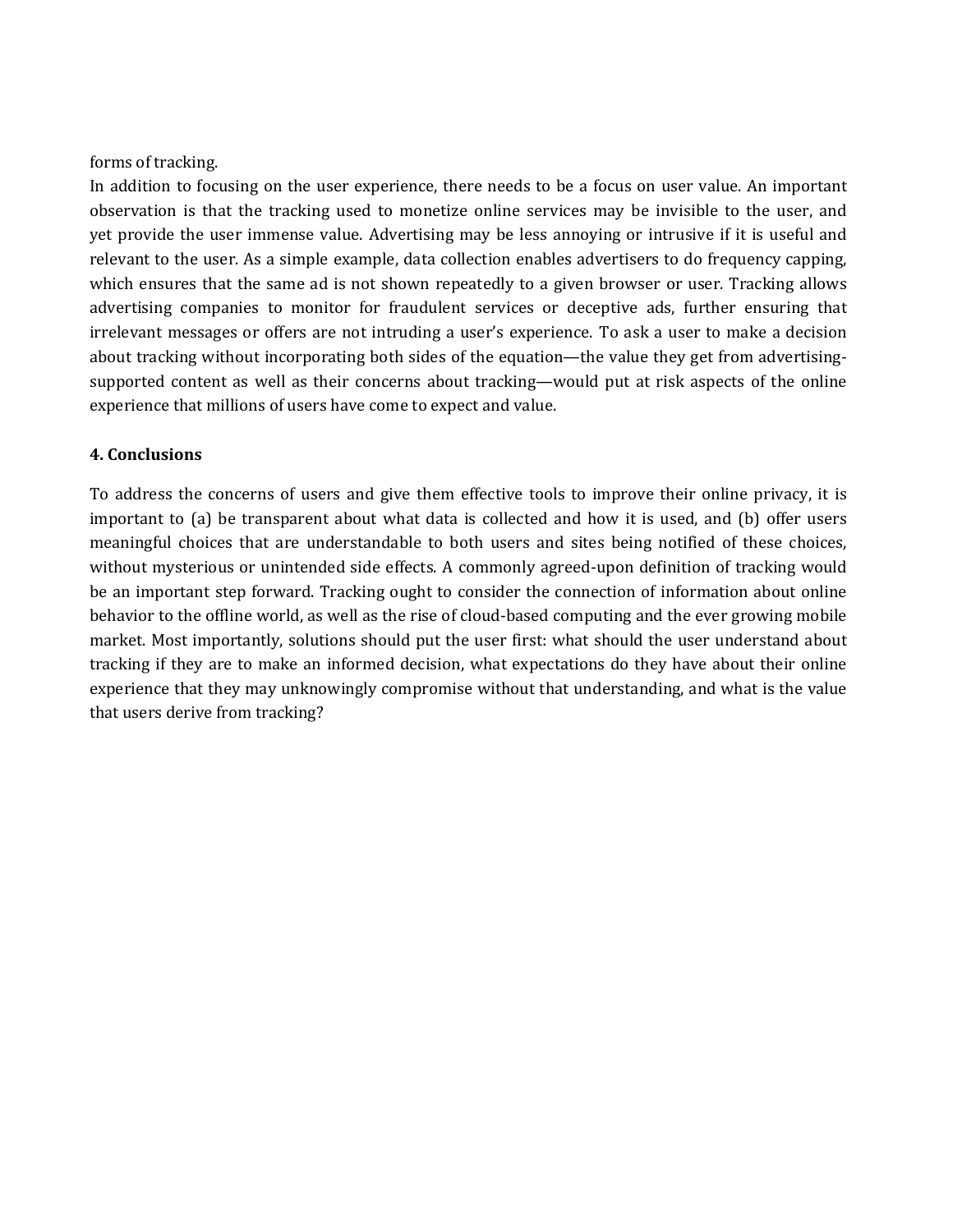forms of tracking.

In addition to focusing on the user experience, there needs to be a focus on user value. An important observation is that the tracking used to monetize online services may be invisible to the user, and yet provide the user immense value. Advertising may be less annoying or intrusive if it is useful and relevant to the user. As a simple example, data collection enables advertisers to do frequency capping, which ensures that the same ad is not shown repeatedly to a given browser or user. Tracking allows advertising companies to monitor for fraudulent services or deceptive ads, further ensuring that irrelevant messages or offers are not intruding a user's experience. To ask a user to make a decision about tracking without incorporating both sides of the equation—the value they get from advertising-supported content as well as their concerns about tracking—would put at risk aspects of the online experience that millions of users have come to expect and value.

## 4. Conclusions

To address the concerns of users and give them effective tools to improve their online privacy, it is important to (a) be transparent about what data is collected and how it is used, and (b) offer users meaningful choices that are understandable to both users and sites being notified of these choices, without mysterious or unintended side effects. A commonly agreed-upon definition of tracking would be an important step forward. Tracking ought to consider the connection of information about online behavior to the offline world, as well as the rise of cloud-based computing and the ever growing mobile market. Most importantly, solutions should put the user first: what should the user understand about tracking if they are to make an informed decision, what expectations do they have about their online experience that they may unknowingly compromise without that understanding, and what is the value that users derive from tracking?